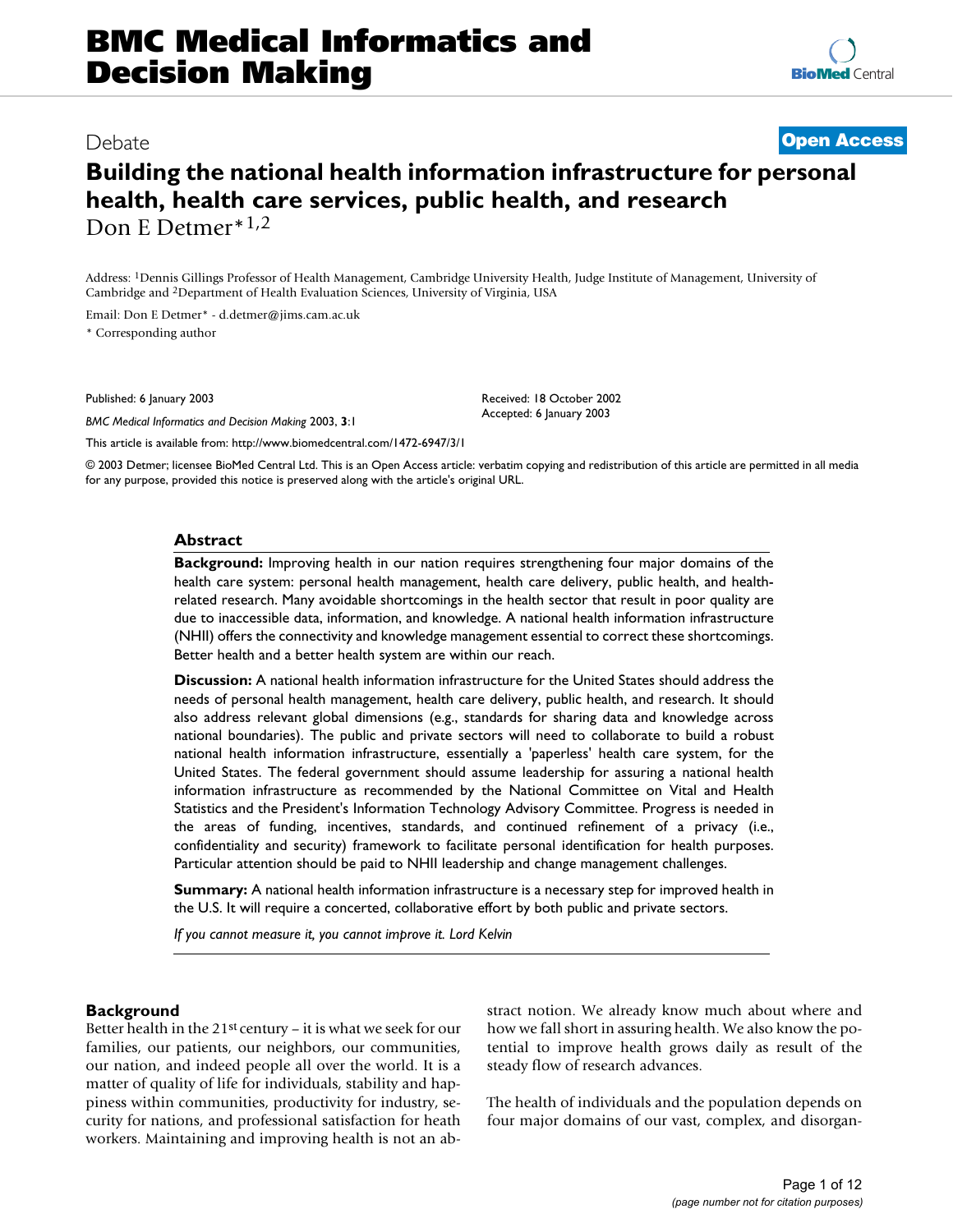BMC Medical Informatics and Decision Making

Debate

**Open Access**

# Building the national health information infrastructure for personal health, health care services, public health, and research

Don E Detmer*[1,2]

Address: [1]Dennis Gillings Professor of Health Management, Cambridge University Health, Judge Institute of Management, University of Cambridge and [2]Department of Health Evaluation Sciences, University of Virginia, USA

Email: Don E Detmer* - d.detmer@jims.cam.ac.uk

* Corresponding author

Published: 6 January 2003

*BMC Medical Informatics and Decision Making* 2003, **3**:1

Received: 18 October 2002
Accepted: 6 January 2003

This article is available from: http://www.biomedcentral.com/1472-6947/3/1

© 2003 Detmer; licensee BioMed Central Ltd. This is an Open Access article: verbatim copying and redistribution of this article are permitted in all media for any purpose, provided this notice is preserved along with the article's original URL.

## Abstract

**Background:** Improving health in our nation requires strengthening four major domains of the health care system: personal health management, health care delivery, public health, and health-related research. Many avoidable shortcomings in the health sector that result in poor quality are due to inaccessible data, information, and knowledge. A national health information infrastructure (NHII) offers the connectivity and knowledge management essential to correct these shortcomings. Better health and a better health system are within our reach.

**Discussion:** A national health information infrastructure for the United States should address the needs of personal health management, health care delivery, public health, and research. It should also address relevant global dimensions (e.g., standards for sharing data and knowledge across national boundaries). The public and private sectors will need to collaborate to build a robust national health information infrastructure, essentially a 'paperless' health care system, for the United States. The federal government should assume leadership for assuring a national health information infrastructure as recommended by the National Committee on Vital and Health Statistics and the President's Information Technology Advisory Committee. Progress is needed in the areas of funding, incentives, standards, and continued refinement of a privacy (i.e., confidentiality and security) framework to facilitate personal identification for health purposes. Particular attention should be paid to NHII leadership and change management challenges.

**Summary:** A national health information infrastructure is a necessary step for improved health in the U.S. It will require a concerted, collaborative effort by both public and private sectors.

*If you cannot measure it, you cannot improve it. Lord Kelvin*

## Background

Better health in the 21st century – it is what we seek for our families, our patients, our neighbors, our communities, our nation, and indeed people all over the world. It is a matter of quality of life for individuals, stability and happiness within communities, productivity for industry, security for nations, and professional satisfaction for heath workers. Maintaining and improving health is not an abstract notion. We already know much about where and how we fall short in assuring health. We also know the potential to improve health grows daily as result of the steady flow of research advances.

The health of individuals and the population depends on four major domains of our vast, complex, and disorgan-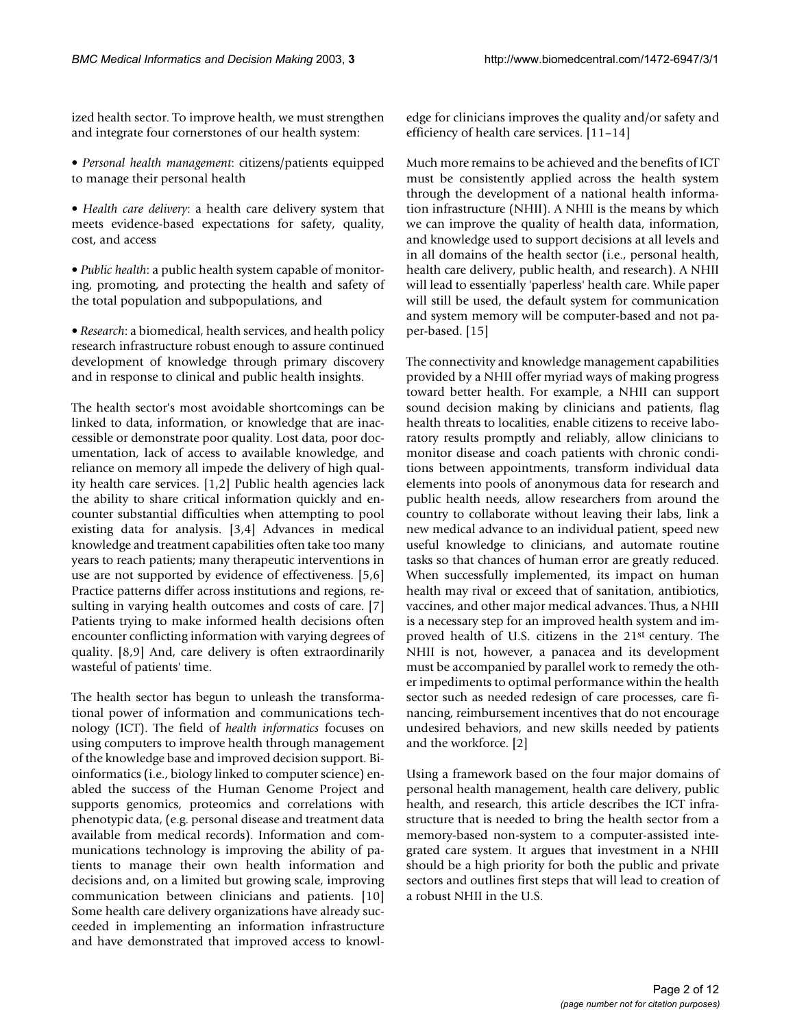ized health sector. To improve health, we must strengthen and integrate four cornerstones of our health system:

• *Personal health management*: citizens/patients equipped to manage their personal health

• *Health care delivery*: a health care delivery system that meets evidence-based expectations for safety, quality, cost, and access

• *Public health*: a public health system capable of monitoring, promoting, and protecting the health and safety of the total population and subpopulations, and

• *Research*: a biomedical, health services, and health policy research infrastructure robust enough to assure continued development of knowledge through primary discovery and in response to clinical and public health insights.

The health sector's most avoidable shortcomings can be linked to data, information, or knowledge that are inaccessible or demonstrate poor quality. Lost data, poor documentation, lack of access to available knowledge, and reliance on memory all impede the delivery of high quality health care services. [1,2] Public health agencies lack the ability to share critical information quickly and encounter substantial difficulties when attempting to pool existing data for analysis. [3,4] Advances in medical knowledge and treatment capabilities often take too many years to reach patients; many therapeutic interventions in use are not supported by evidence of effectiveness. [5,6] Practice patterns differ across institutions and regions, resulting in varying health outcomes and costs of care. [7] Patients trying to make informed health decisions often encounter conflicting information with varying degrees of quality. [8,9] And, care delivery is often extraordinarily wasteful of patients' time.

The health sector has begun to unleash the transformational power of information and communications technology (ICT). The field of *health informatics* focuses on using computers to improve health through management of the knowledge base and improved decision support. Bioinformatics (i.e., biology linked to computer science) enabled the success of the Human Genome Project and supports genomics, proteomics and correlations with phenotypic data, (e.g. personal disease and treatment data available from medical records). Information and communications technology is improving the ability of patients to manage their own health information and decisions and, on a limited but growing scale, improving communication between clinicians and patients. [10] Some health care delivery organizations have already succeeded in implementing an information infrastructure and have demonstrated that improved access to knowledge for clinicians improves the quality and/or safety and efficiency of health care services. [11–14]

Much more remains to be achieved and the benefits of ICT must be consistently applied across the health system through the development of a national health information infrastructure (NHII). A NHII is the means by which we can improve the quality of health data, information, and knowledge used to support decisions at all levels and in all domains of the health sector (i.e., personal health, health care delivery, public health, and research). A NHII will lead to essentially 'paperless' health care. While paper will still be used, the default system for communication and system memory will be computer-based and not paper-based. [15]

The connectivity and knowledge management capabilities provided by a NHII offer myriad ways of making progress toward better health. For example, a NHII can support sound decision making by clinicians and patients, flag health threats to localities, enable citizens to receive laboratory results promptly and reliably, allow clinicians to monitor disease and coach patients with chronic conditions between appointments, transform individual data elements into pools of anonymous data for research and public health needs, allow researchers from around the country to collaborate without leaving their labs, link a new medical advance to an individual patient, speed new useful knowledge to clinicians, and automate routine tasks so that chances of human error are greatly reduced. When successfully implemented, its impact on human health may rival or exceed that of sanitation, antibiotics, vaccines, and other major medical advances. Thus, a NHII is a necessary step for an improved health system and improved health of U.S. citizens in the 21st century. The NHII is not, however, a panacea and its development must be accompanied by parallel work to remedy the other impediments to optimal performance within the health sector such as needed redesign of care processes, care financing, reimbursement incentives that do not encourage undesired behaviors, and new skills needed by patients and the workforce. [2]

Using a framework based on the four major domains of personal health management, health care delivery, public health, and research, this article describes the ICT infrastructure that is needed to bring the health sector from a memory-based non-system to a computer-assisted integrated care system. It argues that investment in a NHII should be a high priority for both the public and private sectors and outlines first steps that will lead to creation of a robust NHII in the U.S.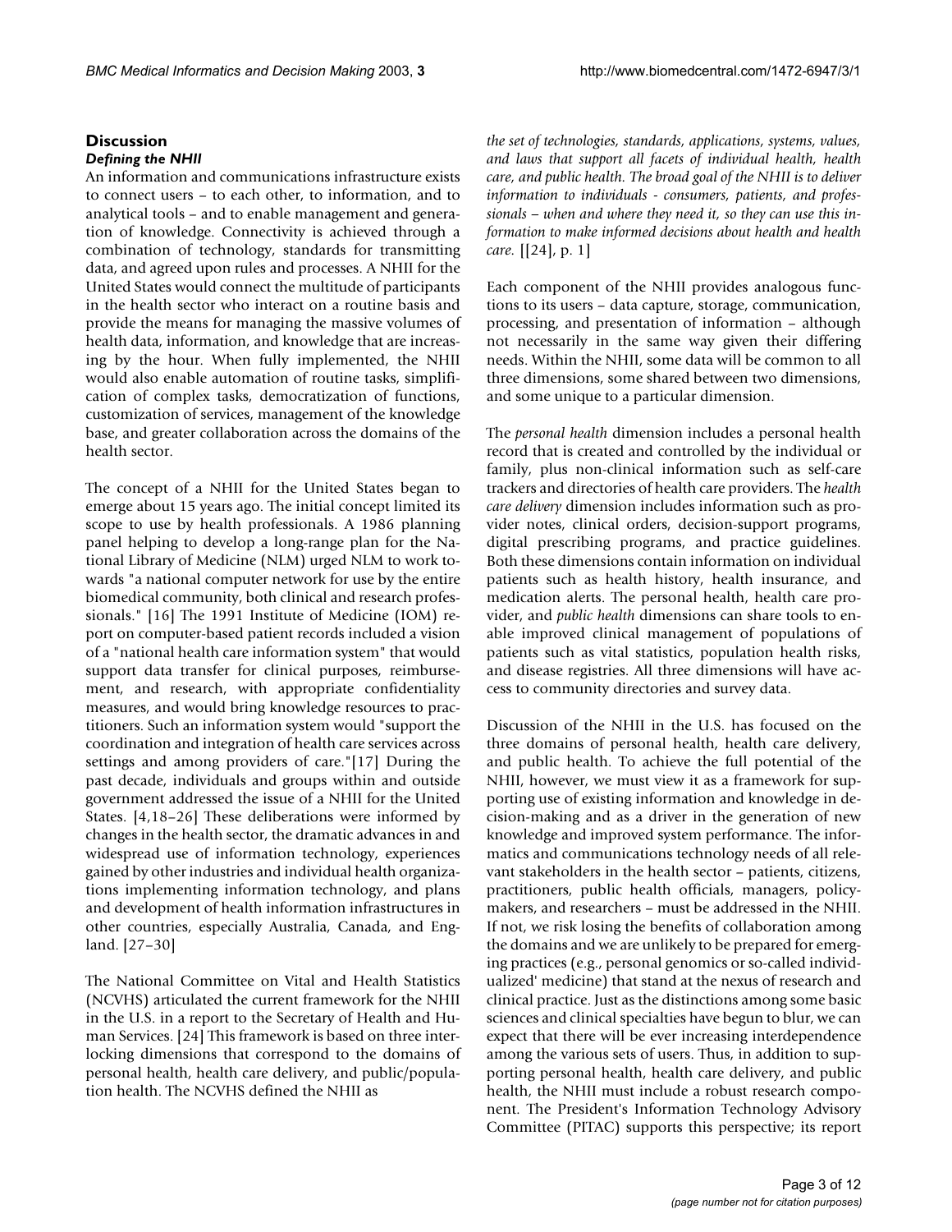## Discussion

### *Defining the NHII*

An information and communications infrastructure exists to connect users – to each other, to information, and to analytical tools – and to enable management and generation of knowledge. Connectivity is achieved through a combination of technology, standards for transmitting data, and agreed upon rules and processes. A NHII for the United States would connect the multitude of participants in the health sector who interact on a routine basis and provide the means for managing the massive volumes of health data, information, and knowledge that are increasing by the hour. When fully implemented, the NHII would also enable automation of routine tasks, simplification of complex tasks, democratization of functions, customization of services, management of the knowledge base, and greater collaboration across the domains of the health sector.

The concept of a NHII for the United States began to emerge about 15 years ago. The initial concept limited its scope to use by health professionals. A 1986 planning panel helping to develop a long-range plan for the National Library of Medicine (NLM) urged NLM to work towards "a national computer network for use by the entire biomedical community, both clinical and research professionals." [16] The 1991 Institute of Medicine (IOM) report on computer-based patient records included a vision of a "national health care information system" that would support data transfer for clinical purposes, reimbursement, and research, with appropriate confidentiality measures, and would bring knowledge resources to practitioners. Such an information system would "support the coordination and integration of health care services across settings and among providers of care."[17] During the past decade, individuals and groups within and outside government addressed the issue of a NHII for the United States. [4,18–26] These deliberations were informed by changes in the health sector, the dramatic advances in and widespread use of information technology, experiences gained by other industries and individual health organizations implementing information technology, and plans and development of health information infrastructures in other countries, especially Australia, Canada, and England. [27–30]

The National Committee on Vital and Health Statistics (NCVHS) articulated the current framework for the NHII in the U.S. in a report to the Secretary of Health and Human Services. [24] This framework is based on three interlocking dimensions that correspond to the domains of personal health, health care delivery, and public/population health. The NCVHS defined the NHII as

*the set of technologies, standards, applications, systems, values, and laws that support all facets of individual health, health care, and public health. The broad goal of the NHII is to deliver information to individuals - consumers, patients, and professionals – when and where they need it, so they can use this information to make informed decisions about health and health care.* [[24], p. 1]

Each component of the NHII provides analogous functions to its users – data capture, storage, communication, processing, and presentation of information – although not necessarily in the same way given their differing needs. Within the NHII, some data will be common to all three dimensions, some shared between two dimensions, and some unique to a particular dimension.

The *personal health* dimension includes a personal health record that is created and controlled by the individual or family, plus non-clinical information such as self-care trackers and directories of health care providers. The *health care delivery* dimension includes information such as provider notes, clinical orders, decision-support programs, digital prescribing programs, and practice guidelines. Both these dimensions contain information on individual patients such as health history, health insurance, and medication alerts. The personal health, health care provider, and *public health* dimensions can share tools to enable improved clinical management of populations of patients such as vital statistics, population health risks, and disease registries. All three dimensions will have access to community directories and survey data.

Discussion of the NHII in the U.S. has focused on the three domains of personal health, health care delivery, and public health. To achieve the full potential of the NHII, however, we must view it as a framework for supporting use of existing information and knowledge in decision-making and as a driver in the generation of new knowledge and improved system performance. The informatics and communications technology needs of all relevant stakeholders in the health sector – patients, citizens, practitioners, public health officials, managers, policy-makers, and researchers – must be addressed in the NHII. If not, we risk losing the benefits of collaboration among the domains and we are unlikely to be prepared for emerging practices (e.g., personal genomics or so-called individualized' medicine) that stand at the nexus of research and clinical practice. Just as the distinctions among some basic sciences and clinical specialties have begun to blur, we can expect that there will be ever increasing interdependence among the various sets of users. Thus, in addition to supporting personal health, health care delivery, and public health, the NHII must include a robust research component. The President's Information Technology Advisory Committee (PITAC) supports this perspective; its report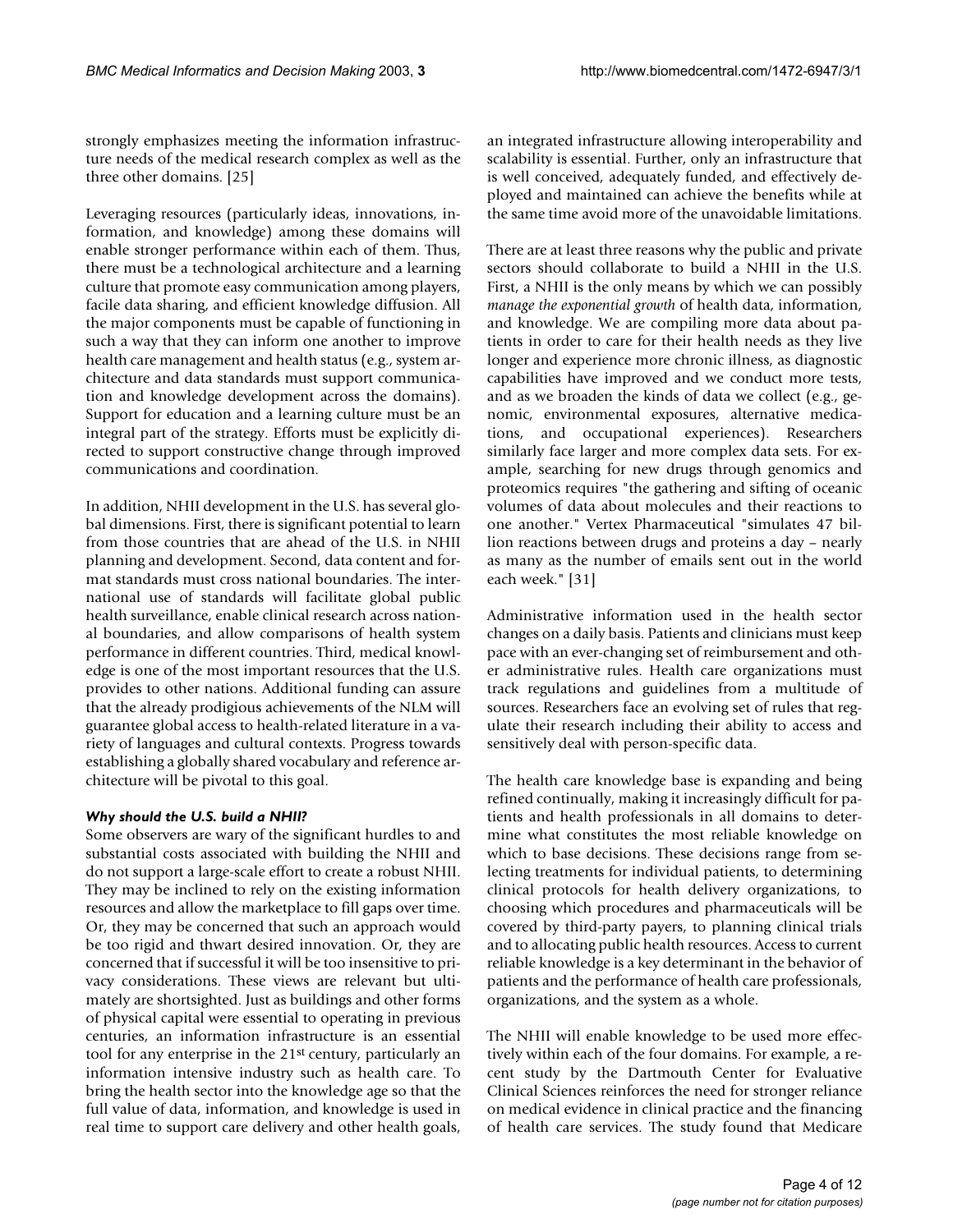strongly emphasizes meeting the information infrastructure needs of the medical research complex as well as the three other domains. [25]

Leveraging resources (particularly ideas, innovations, information, and knowledge) among these domains will enable stronger performance within each of them. Thus, there must be a technological architecture and a learning culture that promote easy communication among players, facile data sharing, and efficient knowledge diffusion. All the major components must be capable of functioning in such a way that they can inform one another to improve health care management and health status (e.g., system architecture and data standards must support communication and knowledge development across the domains). Support for education and a learning culture must be an integral part of the strategy. Efforts must be explicitly directed to support constructive change through improved communications and coordination.

In addition, NHII development in the U.S. has several global dimensions. First, there is significant potential to learn from those countries that are ahead of the U.S. in NHII planning and development. Second, data content and format standards must cross national boundaries. The international use of standards will facilitate global public health surveillance, enable clinical research across national boundaries, and allow comparisons of health system performance in different countries. Third, medical knowledge is one of the most important resources that the U.S. provides to other nations. Additional funding can assure that the already prodigious achievements of the NLM will guarantee global access to health-related literature in a variety of languages and cultural contexts. Progress towards establishing a globally shared vocabulary and reference architecture will be pivotal to this goal.

### *Why should the U.S. build a NHII?*

Some observers are wary of the significant hurdles to and substantial costs associated with building the NHII and do not support a large-scale effort to create a robust NHII. They may be inclined to rely on the existing information resources and allow the marketplace to fill gaps over time. Or, they may be concerned that such an approach would be too rigid and thwart desired innovation. Or, they are concerned that if successful it will be too insensitive to privacy considerations. These views are relevant but ultimately are shortsighted. Just as buildings and other forms of physical capital were essential to operating in previous centuries, an information infrastructure is an essential tool for any enterprise in the 21st century, particularly an information intensive industry such as health care. To bring the health sector into the knowledge age so that the full value of data, information, and knowledge is used in real time to support care delivery and other health goals, an integrated infrastructure allowing interoperability and scalability is essential. Further, only an infrastructure that is well conceived, adequately funded, and effectively deployed and maintained can achieve the benefits while at the same time avoid more of the unavoidable limitations.

There are at least three reasons why the public and private sectors should collaborate to build a NHII in the U.S. First, a NHII is the only means by which we can possibly *manage the exponential growth* of health data, information, and knowledge. We are compiling more data about patients in order to care for their health needs as they live longer and experience more chronic illness, as diagnostic capabilities have improved and we conduct more tests, and as we broaden the kinds of data we collect (e.g., genomic, environmental exposures, alternative medications, and occupational experiences). Researchers similarly face larger and more complex data sets. For example, searching for new drugs through genomics and proteomics requires "the gathering and sifting of oceanic volumes of data about molecules and their reactions to one another." Vertex Pharmaceutical "simulates 47 billion reactions between drugs and proteins a day – nearly as many as the number of emails sent out in the world each week." [31]

Administrative information used in the health sector changes on a daily basis. Patients and clinicians must keep pace with an ever-changing set of reimbursement and other administrative rules. Health care organizations must track regulations and guidelines from a multitude of sources. Researchers face an evolving set of rules that regulate their research including their ability to access and sensitively deal with person-specific data.

The health care knowledge base is expanding and being refined continually, making it increasingly difficult for patients and health professionals in all domains to determine what constitutes the most reliable knowledge on which to base decisions. These decisions range from selecting treatments for individual patients, to determining clinical protocols for health delivery organizations, to choosing which procedures and pharmaceuticals will be covered by third-party payers, to planning clinical trials and to allocating public health resources. Access to current reliable knowledge is a key determinant in the behavior of patients and the performance of health care professionals, organizations, and the system as a whole.

The NHII will enable knowledge to be used more effectively within each of the four domains. For example, a recent study by the Dartmouth Center for Evaluative Clinical Sciences reinforces the need for stronger reliance on medical evidence in clinical practice and the financing of health care services. The study found that Medicare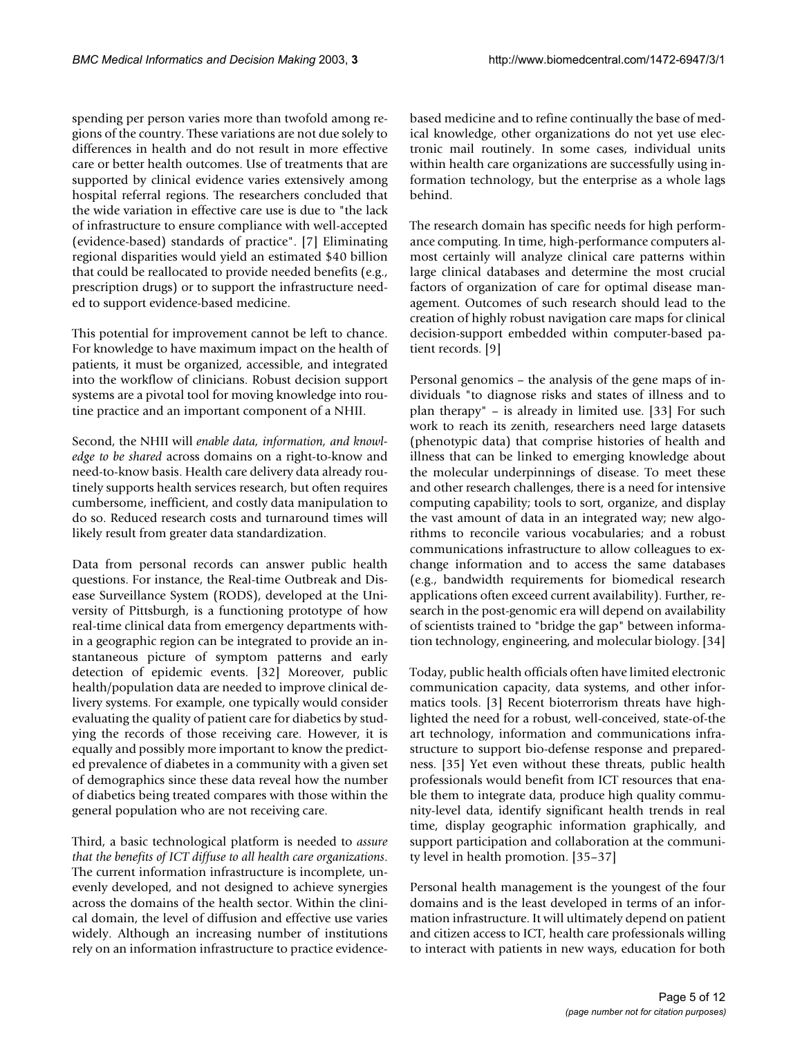spending per person varies more than twofold among regions of the country. These variations are not due solely to differences in health and do not result in more effective care or better health outcomes. Use of treatments that are supported by clinical evidence varies extensively among hospital referral regions. The researchers concluded that the wide variation in effective care use is due to "the lack of infrastructure to ensure compliance with well-accepted (evidence-based) standards of practice". [7] Eliminating regional disparities would yield an estimated $40 billion that could be reallocated to provide needed benefits (e.g., prescription drugs) or to support the infrastructure needed to support evidence-based medicine.

This potential for improvement cannot be left to chance. For knowledge to have maximum impact on the health of patients, it must be organized, accessible, and integrated into the workflow of clinicians. Robust decision support systems are a pivotal tool for moving knowledge into routine practice and an important component of a NHII.

Second, the NHII will *enable data, information, and knowledge to be shared* across domains on a right-to-know and need-to-know basis. Health care delivery data already routinely supports health services research, but often requires cumbersome, inefficient, and costly data manipulation to do so. Reduced research costs and turnaround times will likely result from greater data standardization.

Data from personal records can answer public health questions. For instance, the Real-time Outbreak and Disease Surveillance System (RODS), developed at the University of Pittsburgh, is a functioning prototype of how real-time clinical data from emergency departments within a geographic region can be integrated to provide an instantaneous picture of symptom patterns and early detection of epidemic events. [32] Moreover, public health/population data are needed to improve clinical delivery systems. For example, one typically would consider evaluating the quality of patient care for diabetics by studying the records of those receiving care. However, it is equally and possibly more important to know the predicted prevalence of diabetes in a community with a given set of demographics since these data reveal how the number of diabetics being treated compares with those within the general population who are not receiving care.

Third, a basic technological platform is needed to *assure that the benefits of ICT diffuse to all health care organizations*. The current information infrastructure is incomplete, unevenly developed, and not designed to achieve synergies across the domains of the health sector. Within the clinical domain, the level of diffusion and effective use varies widely. Although an increasing number of institutions rely on an information infrastructure to practice evidence-based medicine and to refine continually the base of medical knowledge, other organizations do not yet use electronic mail routinely. In some cases, individual units within health care organizations are successfully using information technology, but the enterprise as a whole lags behind.

The research domain has specific needs for high performance computing. In time, high-performance computers almost certainly will analyze clinical care patterns within large clinical databases and determine the most crucial factors of organization of care for optimal disease management. Outcomes of such research should lead to the creation of highly robust navigation care maps for clinical decision-support embedded within computer-based patient records. [9]

Personal genomics – the analysis of the gene maps of individuals "to diagnose risks and states of illness and to plan therapy" – is already in limited use. [33] For such work to reach its zenith, researchers need large datasets (phenotypic data) that comprise histories of health and illness that can be linked to emerging knowledge about the molecular underpinnings of disease. To meet these and other research challenges, there is a need for intensive computing capability; tools to sort, organize, and display the vast amount of data in an integrated way; new algorithms to reconcile various vocabularies; and a robust communications infrastructure to allow colleagues to exchange information and to access the same databases (e.g., bandwidth requirements for biomedical research applications often exceed current availability). Further, research in the post-genomic era will depend on availability of scientists trained to "bridge the gap" between information technology, engineering, and molecular biology. [34]

Today, public health officials often have limited electronic communication capacity, data systems, and other informatics tools. [3] Recent bioterrorism threats have highlighted the need for a robust, well-conceived, state-of-the art technology, information and communications infrastructure to support bio-defense response and preparedness. [35] Yet even without these threats, public health professionals would benefit from ICT resources that enable them to integrate data, produce high quality community-level data, identify significant health trends in real time, display geographic information graphically, and support participation and collaboration at the community level in health promotion. [35–37]

Personal health management is the youngest of the four domains and is the least developed in terms of an information infrastructure. It will ultimately depend on patient and citizen access to ICT, health care professionals willing to interact with patients in new ways, education for both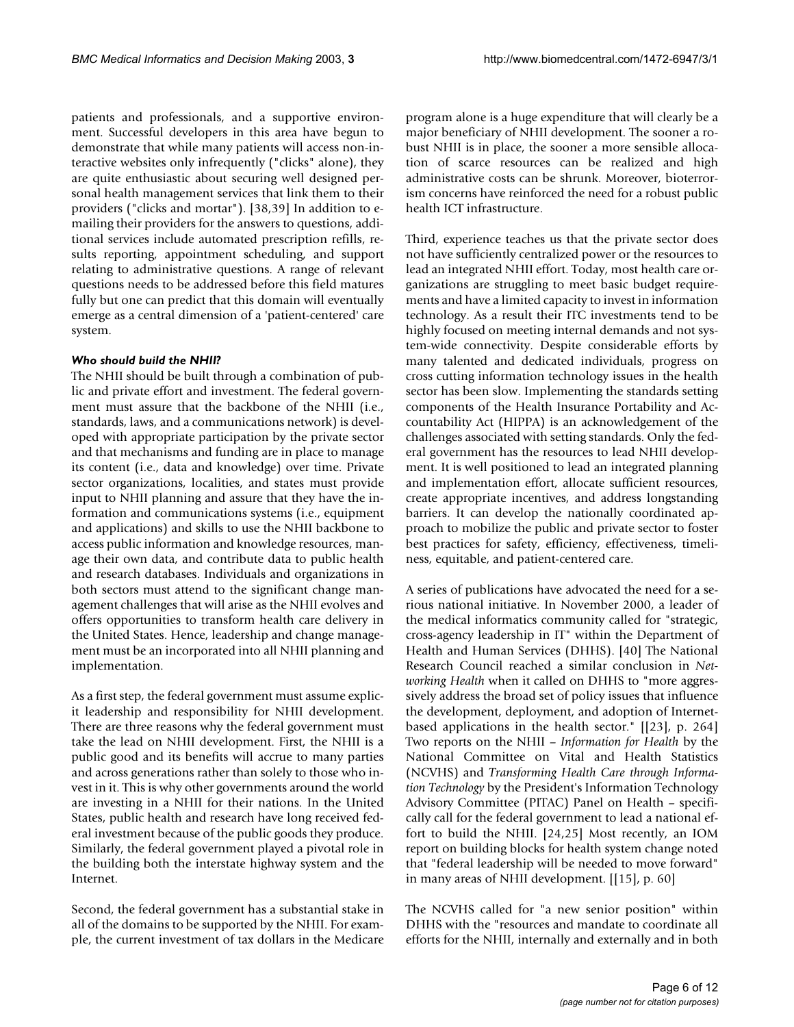patients and professionals, and a supportive environment. Successful developers in this area have begun to demonstrate that while many patients will access non-interactive websites only infrequently ("clicks" alone), they are quite enthusiastic about securing well designed personal health management services that link them to their providers ("clicks and mortar"). [38,39] In addition to e-mailing their providers for the answers to questions, additional services include automated prescription refills, results reporting, appointment scheduling, and support relating to administrative questions. A range of relevant questions needs to be addressed before this field matures fully but one can predict that this domain will eventually emerge as a central dimension of a 'patient-centered' care system.

### *Who should build the NHII?*

The NHII should be built through a combination of public and private effort and investment. The federal government must assure that the backbone of the NHII (i.e., standards, laws, and a communications network) is developed with appropriate participation by the private sector and that mechanisms and funding are in place to manage its content (i.e., data and knowledge) over time. Private sector organizations, localities, and states must provide input to NHII planning and assure that they have the information and communications systems (i.e., equipment and applications) and skills to use the NHII backbone to access public information and knowledge resources, manage their own data, and contribute data to public health and research databases. Individuals and organizations in both sectors must attend to the significant change management challenges that will arise as the NHII evolves and offers opportunities to transform health care delivery in the United States. Hence, leadership and change management must be an incorporated into all NHII planning and implementation.

As a first step, the federal government must assume explicit leadership and responsibility for NHII development. There are three reasons why the federal government must take the lead on NHII development. First, the NHII is a public good and its benefits will accrue to many parties and across generations rather than solely to those who invest in it. This is why other governments around the world are investing in a NHII for their nations. In the United States, public health and research have long received federal investment because of the public goods they produce. Similarly, the federal government played a pivotal role in the building both the interstate highway system and the Internet.

Second, the federal government has a substantial stake in all of the domains to be supported by the NHII. For example, the current investment of tax dollars in the Medicare program alone is a huge expenditure that will clearly be a major beneficiary of NHII development. The sooner a robust NHII is in place, the sooner a more sensible allocation of scarce resources can be realized and high administrative costs can be shrunk. Moreover, bioterrorism concerns have reinforced the need for a robust public health ICT infrastructure.

Third, experience teaches us that the private sector does not have sufficiently centralized power or the resources to lead an integrated NHII effort. Today, most health care organizations are struggling to meet basic budget requirements and have a limited capacity to invest in information technology. As a result their ITC investments tend to be highly focused on meeting internal demands and not system-wide connectivity. Despite considerable efforts by many talented and dedicated individuals, progress on cross cutting information technology issues in the health sector has been slow. Implementing the standards setting components of the Health Insurance Portability and Accountability Act (HIPPA) is an acknowledgement of the challenges associated with setting standards. Only the federal government has the resources to lead NHII development. It is well positioned to lead an integrated planning and implementation effort, allocate sufficient resources, create appropriate incentives, and address longstanding barriers. It can develop the nationally coordinated approach to mobilize the public and private sector to foster best practices for safety, efficiency, effectiveness, timeliness, equitable, and patient-centered care.

A series of publications have advocated the need for a serious national initiative. In November 2000, a leader of the medical informatics community called for "strategic, cross-agency leadership in IT" within the Department of Health and Human Services (DHHS). [40] The National Research Council reached a similar conclusion in *Networking Health* when it called on DHHS to "more aggressively address the broad set of policy issues that influence the development, deployment, and adoption of Internet-based applications in the health sector." [[23], p. 264] Two reports on the NHII – *Information for Health* by the National Committee on Vital and Health Statistics (NCVHS) and *Transforming Health Care through Information Technology* by the President's Information Technology Advisory Committee (PITAC) Panel on Health – specifically call for the federal government to lead a national effort to build the NHII. [24,25] Most recently, an IOM report on building blocks for health system change noted that "federal leadership will be needed to move forward" in many areas of NHII development. [[15], p. 60]

The NCVHS called for "a new senior position" within DHHS with the "resources and mandate to coordinate all efforts for the NHII, internally and externally and in both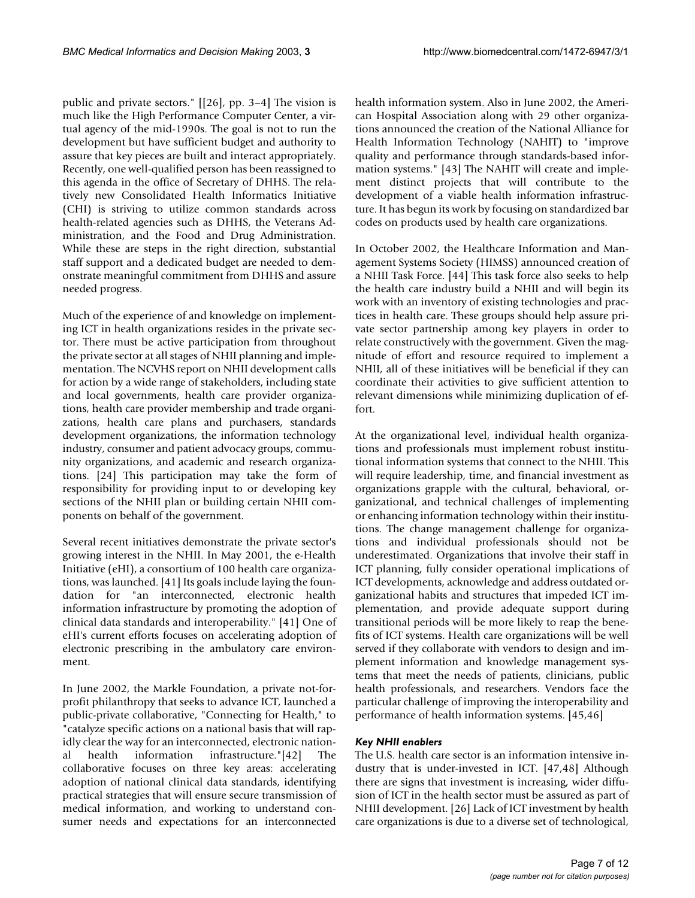public and private sectors." [[26], pp. 3–4] The vision is much like the High Performance Computer Center, a virtual agency of the mid-1990s. The goal is not to run the development but have sufficient budget and authority to assure that key pieces are built and interact appropriately. Recently, one well-qualified person has been reassigned to this agenda in the office of Secretary of DHHS. The relatively new Consolidated Health Informatics Initiative (CHI) is striving to utilize common standards across health-related agencies such as DHHS, the Veterans Administration, and the Food and Drug Administration. While these are steps in the right direction, substantial staff support and a dedicated budget are needed to demonstrate meaningful commitment from DHHS and assure needed progress.

Much of the experience of and knowledge on implementing ICT in health organizations resides in the private sector. There must be active participation from throughout the private sector at all stages of NHII planning and implementation. The NCVHS report on NHII development calls for action by a wide range of stakeholders, including state and local governments, health care provider organizations, health care provider membership and trade organizations, health care plans and purchasers, standards development organizations, the information technology industry, consumer and patient advocacy groups, community organizations, and academic and research organizations. [24] This participation may take the form of responsibility for providing input to or developing key sections of the NHII plan or building certain NHII components on behalf of the government.

Several recent initiatives demonstrate the private sector's growing interest in the NHII. In May 2001, the e-Health Initiative (eHI), a consortium of 100 health care organizations, was launched. [41] Its goals include laying the foundation for "an interconnected, electronic health information infrastructure by promoting the adoption of clinical data standards and interoperability." [41] One of eHI's current efforts focuses on accelerating adoption of electronic prescribing in the ambulatory care environment.

In June 2002, the Markle Foundation, a private not-for-profit philanthropy that seeks to advance ICT, launched a public-private collaborative, "Connecting for Health," to "catalyze specific actions on a national basis that will rapidly clear the way for an interconnected, electronic national health information infrastructure."[42] The collaborative focuses on three key areas: accelerating adoption of national clinical data standards, identifying practical strategies that will ensure secure transmission of medical information, and working to understand consumer needs and expectations for an interconnected health information system. Also in June 2002, the American Hospital Association along with 29 other organizations announced the creation of the National Alliance for Health Information Technology (NAHIT) to "improve quality and performance through standards-based information systems." [43] The NAHIT will create and implement distinct projects that will contribute to the development of a viable health information infrastructure. It has begun its work by focusing on standardized bar codes on products used by health care organizations.

In October 2002, the Healthcare Information and Management Systems Society (HIMSS) announced creation of a NHII Task Force. [44] This task force also seeks to help the health care industry build a NHII and will begin its work with an inventory of existing technologies and practices in health care. These groups should help assure private sector partnership among key players in order to relate constructively with the government. Given the magnitude of effort and resource required to implement a NHII, all of these initiatives will be beneficial if they can coordinate their activities to give sufficient attention to relevant dimensions while minimizing duplication of effort.

At the organizational level, individual health organizations and professionals must implement robust institutional information systems that connect to the NHII. This will require leadership, time, and financial investment as organizations grapple with the cultural, behavioral, organizational, and technical challenges of implementing or enhancing information technology within their institutions. The change management challenge for organizations and individual professionals should not be underestimated. Organizations that involve their staff in ICT planning, fully consider operational implications of ICT developments, acknowledge and address outdated organizational habits and structures that impeded ICT implementation, and provide adequate support during transitional periods will be more likely to reap the benefits of ICT systems. Health care organizations will be well served if they collaborate with vendors to design and implement information and knowledge management systems that meet the needs of patients, clinicians, public health professionals, and researchers. Vendors face the particular challenge of improving the interoperability and performance of health information systems. [45,46]

### *Key NHII enablers*

The U.S. health care sector is an information intensive industry that is under-invested in ICT. [47,48] Although there are signs that investment is increasing, wider diffusion of ICT in the health sector must be assured as part of NHII development. [26] Lack of ICT investment by health care organizations is due to a diverse set of technological,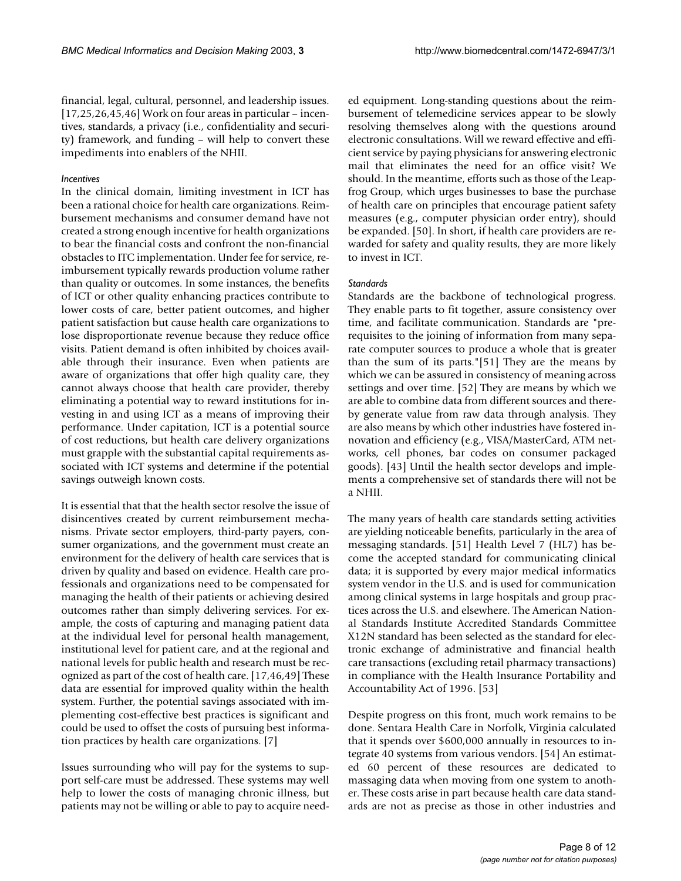financial, legal, cultural, personnel, and leadership issues. [17,25,26,45,46] Work on four areas in particular – incentives, standards, a privacy (i.e., confidentiality and security) framework, and funding – will help to convert these impediments into enablers of the NHII.

#### *Incentives*

In the clinical domain, limiting investment in ICT has been a rational choice for health care organizations. Reimbursement mechanisms and consumer demand have not created a strong enough incentive for health organizations to bear the financial costs and confront the non-financial obstacles to ITC implementation. Under fee for service, reimbursement typically rewards production volume rather than quality or outcomes. In some instances, the benefits of ICT or other quality enhancing practices contribute to lower costs of care, better patient outcomes, and higher patient satisfaction but cause health care organizations to lose disproportionate revenue because they reduce office visits. Patient demand is often inhibited by choices available through their insurance. Even when patients are aware of organizations that offer high quality care, they cannot always choose that health care provider, thereby eliminating a potential way to reward institutions for investing in and using ICT as a means of improving their performance. Under capitation, ICT is a potential source of cost reductions, but health care delivery organizations must grapple with the substantial capital requirements associated with ICT systems and determine if the potential savings outweigh known costs.

It is essential that that the health sector resolve the issue of disincentives created by current reimbursement mechanisms. Private sector employers, third-party payers, consumer organizations, and the government must create an environment for the delivery of health care services that is driven by quality and based on evidence. Health care professionals and organizations need to be compensated for managing the health of their patients or achieving desired outcomes rather than simply delivering services. For example, the costs of capturing and managing patient data at the individual level for personal health management, institutional level for patient care, and at the regional and national levels for public health and research must be recognized as part of the cost of health care. [17,46,49] These data are essential for improved quality within the health system. Further, the potential savings associated with implementing cost-effective best practices is significant and could be used to offset the costs of pursuing best information practices by health care organizations. [7]

Issues surrounding who will pay for the systems to support self-care must be addressed. These systems may well help to lower the costs of managing chronic illness, but patients may not be willing or able to pay to acquire needed equipment. Long-standing questions about the reimbursement of telemedicine services appear to be slowly resolving themselves along with the questions around electronic consultations. Will we reward effective and efficient service by paying physicians for answering electronic mail that eliminates the need for an office visit? We should. In the meantime, efforts such as those of the Leapfrog Group, which urges businesses to base the purchase of health care on principles that encourage patient safety measures (e.g., computer physician order entry), should be expanded. [50]. In short, if health care providers are rewarded for safety and quality results, they are more likely to invest in ICT.

#### *Standards*

Standards are the backbone of technological progress. They enable parts to fit together, assure consistency over time, and facilitate communication. Standards are "prerequisites to the joining of information from many separate computer sources to produce a whole that is greater than the sum of its parts."[51] They are the means by which we can be assured in consistency of meaning across settings and over time. [52] They are means by which we are able to combine data from different sources and thereby generate value from raw data through analysis. They are also means by which other industries have fostered innovation and efficiency (e.g., VISA/MasterCard, ATM networks, cell phones, bar codes on consumer packaged goods). [43] Until the health sector develops and implements a comprehensive set of standards there will not be a NHII.

The many years of health care standards setting activities are yielding noticeable benefits, particularly in the area of messaging standards. [51] Health Level 7 (HL7) has become the accepted standard for communicating clinical data; it is supported by every major medical informatics system vendor in the U.S. and is used for communication among clinical systems in large hospitals and group practices across the U.S. and elsewhere. The American National Standards Institute Accredited Standards Committee X12N standard has been selected as the standard for electronic exchange of administrative and financial health care transactions (excluding retail pharmacy transactions) in compliance with the Health Insurance Portability and Accountability Act of 1996. [53]

Despite progress on this front, much work remains to be done. Sentara Health Care in Norfolk, Virginia calculated that it spends over $600,000 annually in resources to integrate 40 systems from various vendors. [54] An estimated 60 percent of these resources are dedicated to massaging data when moving from one system to another. These costs arise in part because health care data standards are not as precise as those in other industries and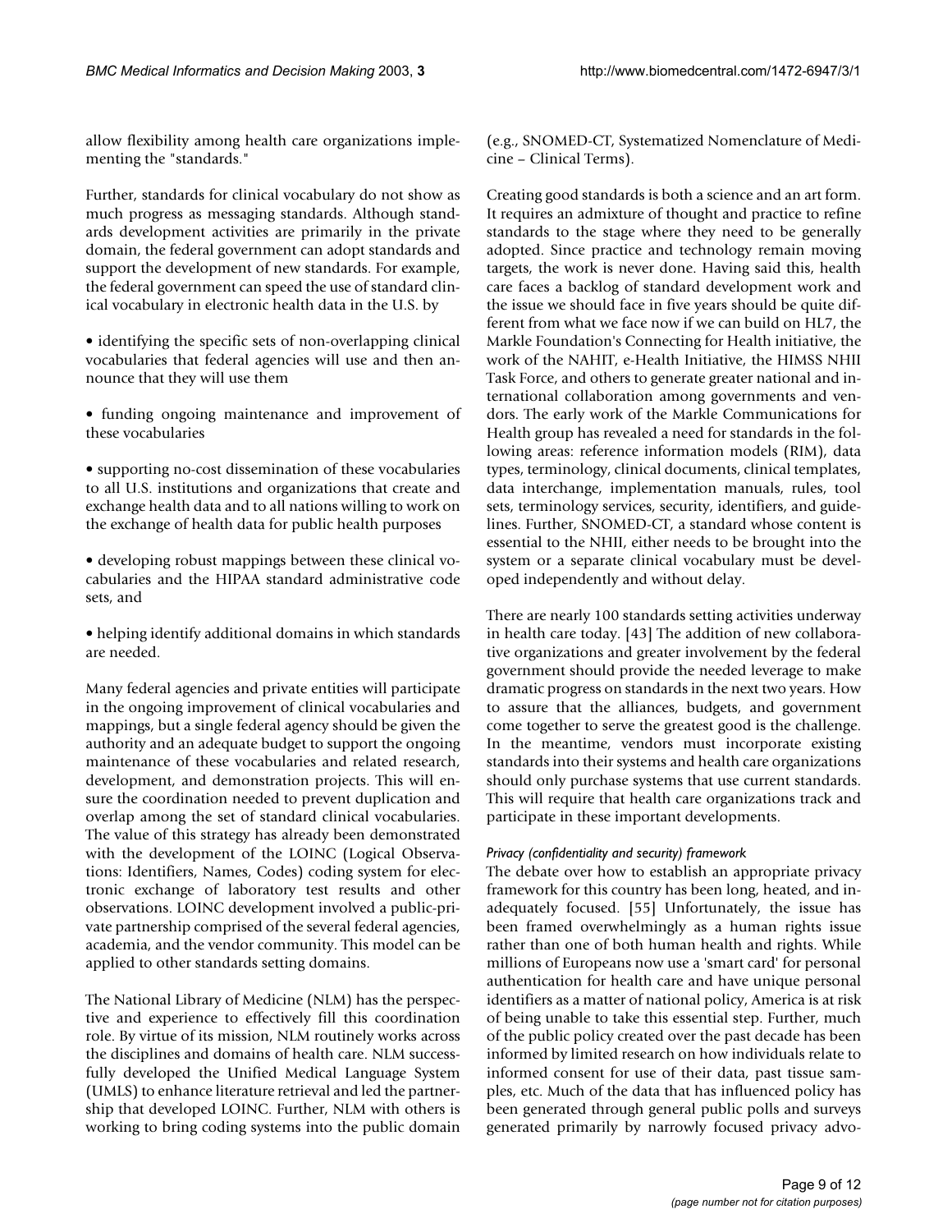allow flexibility among health care organizations implementing the "standards."

Further, standards for clinical vocabulary do not show as much progress as messaging standards. Although standards development activities are primarily in the private domain, the federal government can adopt standards and support the development of new standards. For example, the federal government can speed the use of standard clinical vocabulary in electronic health data in the U.S. by

- identifying the specific sets of non-overlapping clinical vocabularies that federal agencies will use and then announce that they will use them
- funding ongoing maintenance and improvement of these vocabularies
- supporting no-cost dissemination of these vocabularies to all U.S. institutions and organizations that create and exchange health data and to all nations willing to work on the exchange of health data for public health purposes
- developing robust mappings between these clinical vocabularies and the HIPAA standard administrative code sets, and
- helping identify additional domains in which standards are needed.

Many federal agencies and private entities will participate in the ongoing improvement of clinical vocabularies and mappings, but a single federal agency should be given the authority and an adequate budget to support the ongoing maintenance of these vocabularies and related research, development, and demonstration projects. This will ensure the coordination needed to prevent duplication and overlap among the set of standard clinical vocabularies. The value of this strategy has already been demonstrated with the development of the LOINC (Logical Observations: Identifiers, Names, Codes) coding system for electronic exchange of laboratory test results and other observations. LOINC development involved a public-private partnership comprised of the several federal agencies, academia, and the vendor community. This model can be applied to other standards setting domains.

The National Library of Medicine (NLM) has the perspective and experience to effectively fill this coordination role. By virtue of its mission, NLM routinely works across the disciplines and domains of health care. NLM successfully developed the Unified Medical Language System (UMLS) to enhance literature retrieval and led the partnership that developed LOINC. Further, NLM with others is working to bring coding systems into the public domain (e.g., SNOMED-CT, Systematized Nomenclature of Medicine – Clinical Terms).

Creating good standards is both a science and an art form. It requires an admixture of thought and practice to refine standards to the stage where they need to be generally adopted. Since practice and technology remain moving targets, the work is never done. Having said this, health care faces a backlog of standard development work and the issue we should face in five years should be quite different from what we face now if we can build on HL7, the Markle Foundation's Connecting for Health initiative, the work of the NAHIT, e-Health Initiative, the HIMSS NHII Task Force, and others to generate greater national and international collaboration among governments and vendors. The early work of the Markle Communications for Health group has revealed a need for standards in the following areas: reference information models (RIM), data types, terminology, clinical documents, clinical templates, data interchange, implementation manuals, rules, tool sets, terminology services, security, identifiers, and guidelines. Further, SNOMED-CT, a standard whose content is essential to the NHII, either needs to be brought into the system or a separate clinical vocabulary must be developed independently and without delay.

There are nearly 100 standards setting activities underway in health care today. [43] The addition of new collaborative organizations and greater involvement by the federal government should provide the needed leverage to make dramatic progress on standards in the next two years. How to assure that the alliances, budgets, and government come together to serve the greatest good is the challenge. In the meantime, vendors must incorporate existing standards into their systems and health care organizations should only purchase systems that use current standards. This will require that health care organizations track and participate in these important developments.

#### *Privacy (confidentiality and security) framework*

The debate over how to establish an appropriate privacy framework for this country has been long, heated, and inadequately focused. [55] Unfortunately, the issue has been framed overwhelmingly as a human rights issue rather than one of both human health and rights. While millions of Europeans now use a 'smart card' for personal authentication for health care and have unique personal identifiers as a matter of national policy, America is at risk of being unable to take this essential step. Further, much of the public policy created over the past decade has been informed by limited research on how individuals relate to informed consent for use of their data, past tissue samples, etc. Much of the data that has influenced policy has been generated through general public polls and surveys generated primarily by narrowly focused privacy advo-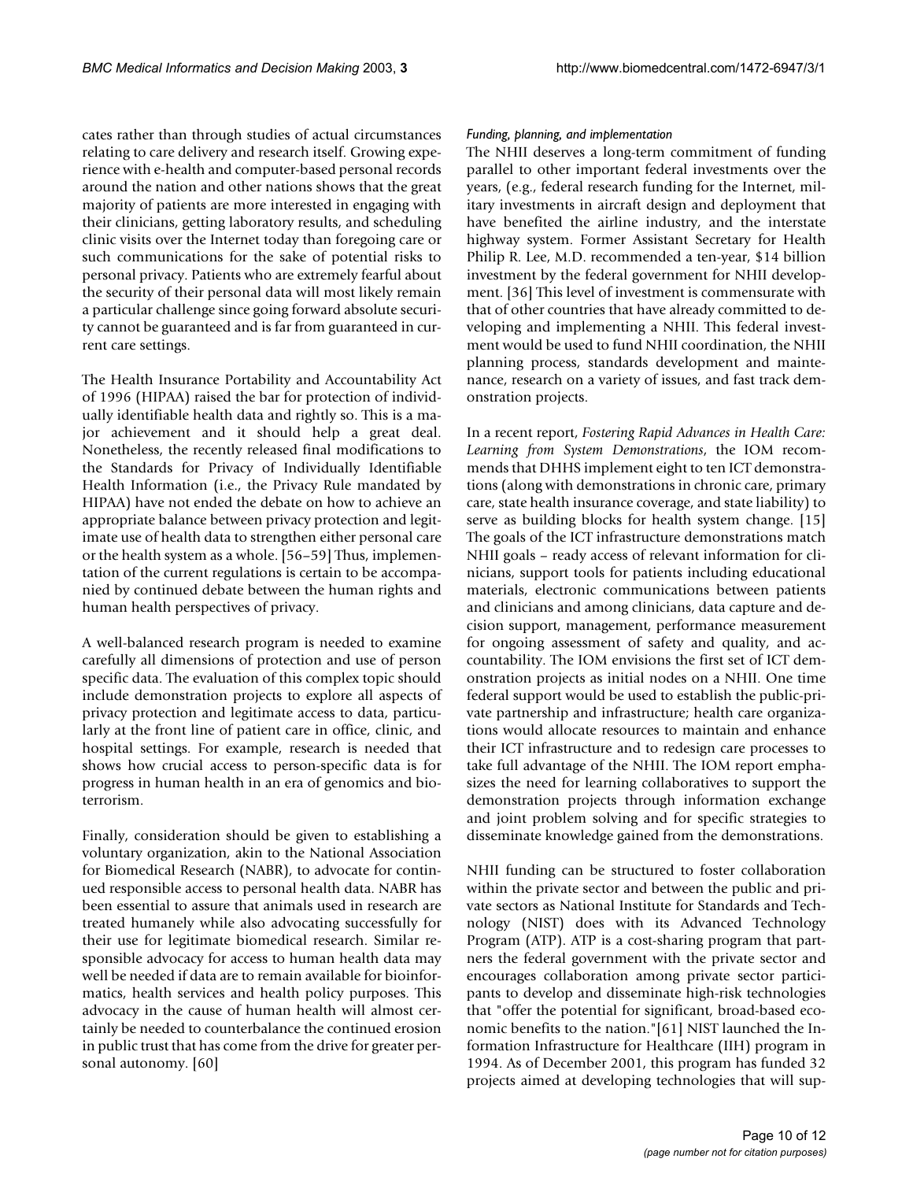cates rather than through studies of actual circumstances relating to care delivery and research itself. Growing experience with e-health and computer-based personal records around the nation and other nations shows that the great majority of patients are more interested in engaging with their clinicians, getting laboratory results, and scheduling clinic visits over the Internet today than foregoing care or such communications for the sake of potential risks to personal privacy. Patients who are extremely fearful about the security of their personal data will most likely remain a particular challenge since going forward absolute security cannot be guaranteed and is far from guaranteed in current care settings.

The Health Insurance Portability and Accountability Act of 1996 (HIPAA) raised the bar for protection of individually identifiable health data and rightly so. This is a major achievement and it should help a great deal. Nonetheless, the recently released final modifications to the Standards for Privacy of Individually Identifiable Health Information (i.e., the Privacy Rule mandated by HIPAA) have not ended the debate on how to achieve an appropriate balance between privacy protection and legitimate use of health data to strengthen either personal care or the health system as a whole. [56–59] Thus, implementation of the current regulations is certain to be accompanied by continued debate between the human rights and human health perspectives of privacy.

A well-balanced research program is needed to examine carefully all dimensions of protection and use of person specific data. The evaluation of this complex topic should include demonstration projects to explore all aspects of privacy protection and legitimate access to data, particularly at the front line of patient care in office, clinic, and hospital settings. For example, research is needed that shows how crucial access to person-specific data is for progress in human health in an era of genomics and bioterrorism.

Finally, consideration should be given to establishing a voluntary organization, akin to the National Association for Biomedical Research (NABR), to advocate for continued responsible access to personal health data. NABR has been essential to assure that animals used in research are treated humanely while also advocating successfully for their use for legitimate biomedical research. Similar responsible advocacy for access to human health data may well be needed if data are to remain available for bioinformatics, health services and health policy purposes. This advocacy in the cause of human health will almost certainly be needed to counterbalance the continued erosion in public trust that has come from the drive for greater personal autonomy. [60]

#### *Funding, planning, and implementation*

The NHII deserves a long-term commitment of funding parallel to other important federal investments over the years, (e.g., federal research funding for the Internet, military investments in aircraft design and deployment that have benefited the airline industry, and the interstate highway system. Former Assistant Secretary for Health Philip R. Lee, M.D. recommended a ten-year, $14 billion investment by the federal government for NHII development. [36] This level of investment is commensurate with that of other countries that have already committed to developing and implementing a NHII. This federal investment would be used to fund NHII coordination, the NHII planning process, standards development and maintenance, research on a variety of issues, and fast track demonstration projects.

In a recent report, *Fostering Rapid Advances in Health Care: Learning from System Demonstrations*, the IOM recommends that DHHS implement eight to ten ICT demonstrations (along with demonstrations in chronic care, primary care, state health insurance coverage, and state liability) to serve as building blocks for health system change. [15] The goals of the ICT infrastructure demonstrations match NHII goals – ready access of relevant information for clinicians, support tools for patients including educational materials, electronic communications between patients and clinicians and among clinicians, data capture and decision support, management, performance measurement for ongoing assessment of safety and quality, and accountability. The IOM envisions the first set of ICT demonstration projects as initial nodes on a NHII. One time federal support would be used to establish the public-private partnership and infrastructure; health care organizations would allocate resources to maintain and enhance their ICT infrastructure and to redesign care processes to take full advantage of the NHII. The IOM report emphasizes the need for learning collaboratives to support the demonstration projects through information exchange and joint problem solving and for specific strategies to disseminate knowledge gained from the demonstrations.

NHII funding can be structured to foster collaboration within the private sector and between the public and private sectors as National Institute for Standards and Technology (NIST) does with its Advanced Technology Program (ATP). ATP is a cost-sharing program that partners the federal government with the private sector and encourages collaboration among private sector participants to develop and disseminate high-risk technologies that "offer the potential for significant, broad-based economic benefits to the nation."[61] NIST launched the Information Infrastructure for Healthcare (IIH) program in 1994. As of December 2001, this program has funded 32 projects aimed at developing technologies that will sup-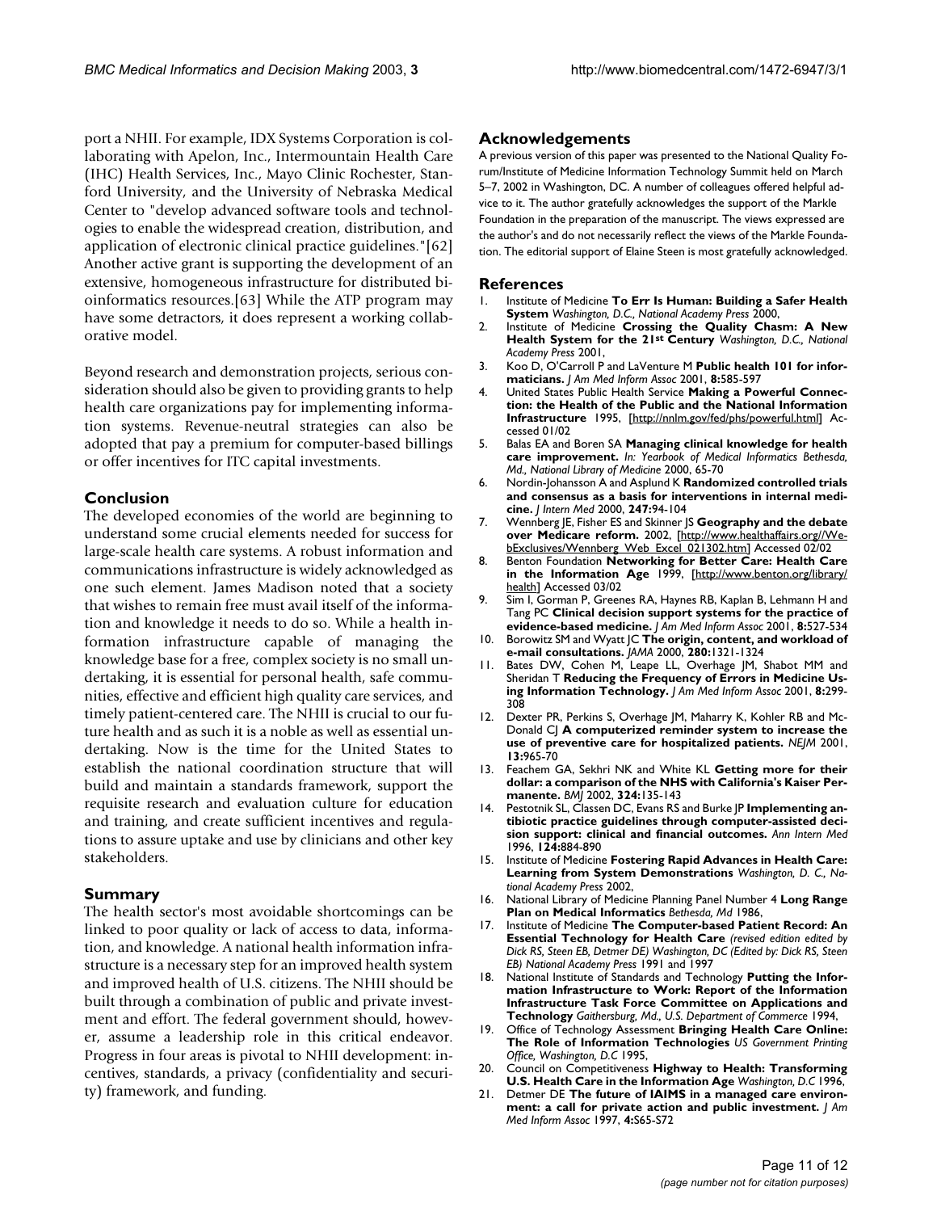port a NHII. For example, IDX Systems Corporation is collaborating with Apelon, Inc., Intermountain Health Care (IHC) Health Services, Inc., Mayo Clinic Rochester, Stanford University, and the University of Nebraska Medical Center to "develop advanced software tools and technologies to enable the widespread creation, distribution, and application of electronic clinical practice guidelines."[62] Another active grant is supporting the development of an extensive, homogeneous infrastructure for distributed bioinformatics resources.[63] While the ATP program may have some detractors, it does represent a working collaborative model.

Beyond research and demonstration projects, serious consideration should also be given to providing grants to help health care organizations pay for implementing information systems. Revenue-neutral strategies can also be adopted that pay a premium for computer-based billings or offer incentives for ITC capital investments.

## Conclusion

The developed economies of the world are beginning to understand some crucial elements needed for success for large-scale health care systems. A robust information and communications infrastructure is widely acknowledged as one such element. James Madison noted that a society that wishes to remain free must avail itself of the information and knowledge it needs to do so. While a health information infrastructure capable of managing the knowledge base for a free, complex society is no small undertaking, it is essential for personal health, safe communities, effective and efficient high quality care services, and timely patient-centered care. The NHII is crucial to our future health and as such it is a noble as well as essential undertaking. Now is the time for the United States to establish the national coordination structure that will build and maintain a standards framework, support the requisite research and evaluation culture for education and training, and create sufficient incentives and regulations to assure uptake and use by clinicians and other key stakeholders.

## Summary

The health sector's most avoidable shortcomings can be linked to poor quality or lack of access to data, information, and knowledge. A national health information infrastructure is a necessary step for an improved health system and improved health of U.S. citizens. The NHII should be built through a combination of public and private investment and effort. The federal government should, however, assume a leadership role in this critical endeavor. Progress in four areas is pivotal to NHII development: incentives, standards, a privacy (confidentiality and security) framework, and funding.

## Acknowledgements

A previous version of this paper was presented to the National Quality Forum/Institute of Medicine Information Technology Summit held on March 5–7, 2002 in Washington, DC. A number of colleagues offered helpful advice to it. The author gratefully acknowledges the support of the Markle Foundation in the preparation of the manuscript. The views expressed are the author's and do not necessarily reflect the views of the Markle Foundation. The editorial support of Elaine Steen is most gratefully acknowledged.

## References

1. Institute of Medicine **To Err Is Human: Building a Safer Health System** *Washington, D.C., National Academy Press* 2000,
2. Institute of Medicine **Crossing the Quality Chasm: A New Health System for the 21st Century** *Washington, D.C., National Academy Press* 2001,
3. Koo D, O'Carroll P and LaVenture M **Public health 101 for informaticians.** *J Am Med Inform Assoc* 2001, **8:**585-597
4. United States Public Health Service **Making a Powerful Connection: the Health of the Public and the National Information Infrastructure** 1995, [http://nnlm.gov/fed/phs/powerful.html] Accessed 01/02
5. Balas EA and Boren SA **Managing clinical knowledge for health care improvement.** *In: Yearbook of Medical Informatics Bethesda, Md., National Library of Medicine* 2000, 65-70
6. Nordin-Johansson A and Asplund K **Randomized controlled trials and consensus as a basis for interventions in internal medicine.** *J Intern Med* 2000, **247:**94-104
7. Wennberg JE, Fisher ES and Skinner JS **Geography and the debate over Medicare reform.** 2002, [http://www.healthaffairs.org//WebExclusives/Wennberg_Web_Excel_021302.htm] Accessed 02/02
8. Benton Foundation **Networking for Better Care: Health Care in the Information Age** 1999, [http://www.benton.org/library/health] Accessed 03/02
9. Sim I, Gorman P, Greenes RA, Haynes RB, Kaplan B, Lehmann H and Tang PC **Clinical decision support systems for the practice of evidence-based medicine.** *J Am Med Inform Assoc* 2001, **8:**527-534
10. Borowitz SM and Wyatt JC **The origin, content, and workload of e-mail consultations.** *JAMA* 2000, **280:**1321-1324
11. Bates DW, Cohen M, Leape LL, Overhage JM, Shabot MM and Sheridan T **Reducing the Frequency of Errors in Medicine Using Information Technology.** *J Am Med Inform Assoc* 2001, **8:**299-308
12. Dexter PR, Perkins S, Overhage JM, Maharry K, Kohler RB and McDonald CJ **A computerized reminder system to increase the use of preventive care for hospitalized patients.** *NEJM* 2001, **13:**965-70
13. Feachem GA, Sekhri NK and White KL **Getting more for their dollar: a comparison of the NHS with California's Kaiser Permanente.** *BMJ* 2002, **324:**135-143
14. Pestotnik SL, Classen DC, Evans RS and Burke JP **Implementing antibiotic practice guidelines through computer-assisted decision support: clinical and financial outcomes.** *Ann Intern Med* 1996, **124:**884-890
15. Institute of Medicine **Fostering Rapid Advances in Health Care: Learning from System Demonstrations** *Washington, D. C., National Academy Press* 2002,
16. National Library of Medicine Planning Panel Number 4 **Long Range Plan on Medical Informatics** *Bethesda, Md* 1986,
17. Institute of Medicine **The Computer-based Patient Record: An Essential Technology for Health Care** *(revised edition edited by Dick RS, Steen EB, Detmer DE) Washington, DC (Edited by: Dick RS, Steen EB) National Academy Press* 1991 and 1997
18. National Institute of Standards and Technology **Putting the Information Infrastructure to Work: Report of the Information Infrastructure Task Force Committee on Applications and Technology** *Gaithersburg, Md., U.S. Department of Commerce* 1994,
19. Office of Technology Assessment **Bringing Health Care Online: The Role of Information Technologies** *US Government Printing Office, Washington, D.C* 1995,
20. Council on Competitiveness **Highway to Health: Transforming U.S. Health Care in the Information Age** *Washington, D.C* 1996,
21. Detmer DE **The future of IAIMS in a managed care environment: a call for private action and public investment.** *J Am Med Inform Assoc* 1997, **4:**S65-S72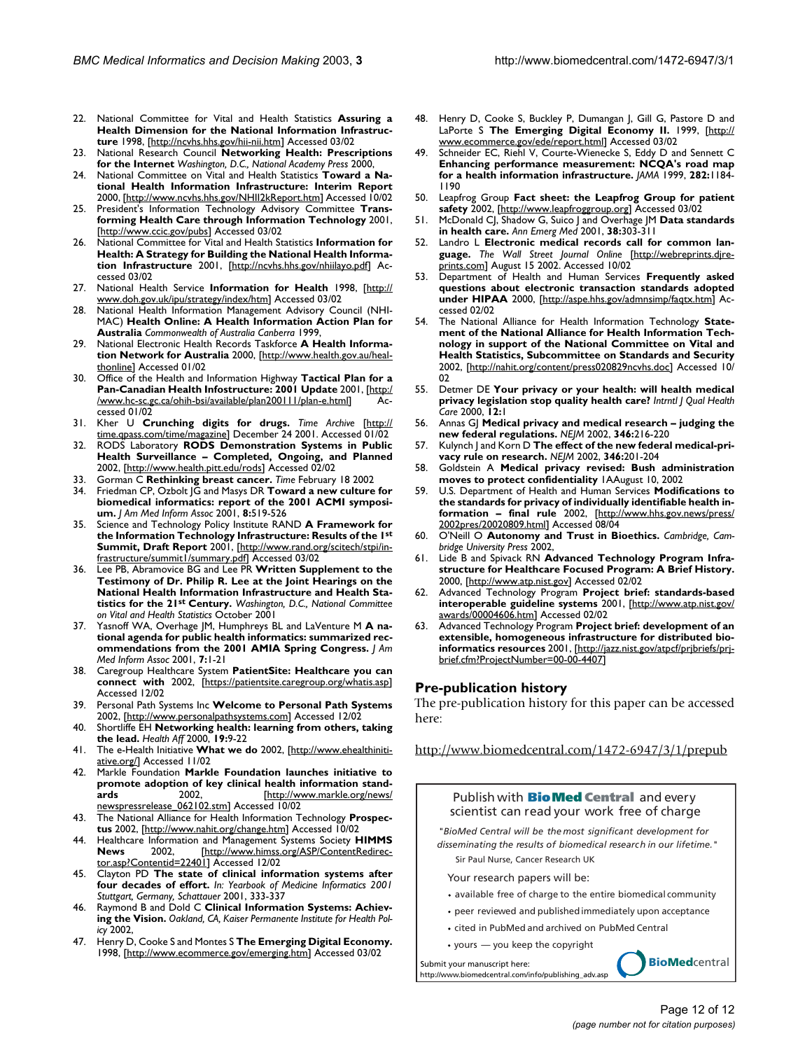22. National Committee for Vital and Health Statistics **Assuring a Health Dimension for the National Information Infrastructure** 1998, [http://ncvhs.hhs.gov/hii-nii.htm] Accessed 03/02
23. National Research Council **Networking Health: Prescriptions for the Internet** *Washington, D.C., National Academy Press* 2000,
24. National Committee on Vital and Health Statistics **Toward a National Health Information Infrastructure: Interim Report** 2000, [http://www.ncvhs.hhs.gov/NHII2kReport.htm] Accessed 10/02
25. President's Information Technology Advisory Committee **Transforming Health Care through Information Technology** 2001, [http://www.ccic.gov/pubs] Accessed 03/02
26. National Committee for Vital and Health Statistics **Information for Health: A Strategy for Building the National Health Information Infrastructure** 2001, [http://ncvhs.hhs.gov/nhiilayo.pdf] Accessed 03/02
27. National Health Service **Information for Health** 1998, [http://www.doh.gov.uk/ipu/strategy/index/htm] Accessed 03/02
28. National Health Information Management Advisory Council (NHIMAC) **Health Online: A Health Information Action Plan for Australia** *Commonwealth of Australia Canberra* 1999,
29. National Electronic Health Records Taskforce **A Health Information Network for Australia** 2000, [http://www.health.gov.au/healthonline] Accessed 01/02
30. Office of the Health and Information Highway **Tactical Plan for a Pan-Canadian Health Infostructure: 2001 Update** 2001, [http://www.hc-sc.gc.ca/ohih-bsi/available/plan200111/plan-e.html] Accessed 01/02
31. Kher U **Crunching digits for drugs.** *Time Archive* [http://time.qpass.com/time/magazine] December 24 2001. Accessed 01/02
32. RODS Laboratory **RODS Demonstration Systems in Public Health Surveillance – Completed, Ongoing, and Planned** 2002, [http://www.health.pitt.edu/rods] Accessed 02/02
33. Gorman C **Rethinking breast cancer.** *Time* February 18 2002
34. Friedman CP, Ozbolt JG and Masys DR **Toward a new culture for biomedical informatics: report of the 2001 ACMI symposium.** *J Am Med Inform Assoc* 2001, **8:**519-526
35. Science and Technology Policy Institute RAND **A Framework for the Information Technology Infrastructure: Results of the 1st Summit, Draft Report** 2001, [http://www.rand.org/scitech/stpi/infrastructure/summit1/summary.pdf] Accessed 03/02
36. Lee PB, Abramovice BG and Lee PR **Written Supplement to the Testimony of Dr. Philip R. Lee at the Joint Hearings on the National Health Information Infrastructure and Health Statistics for the 21st Century.** *Washington, D.C., National Committee on Vital and Health Statistics* October 2001
37. Yasnoff WA, Overhage JM, Humphreys BL and LaVenture M **A national agenda for public health informatics: summarized recommendations from the 2001 AMIA Spring Congress.** *J Am Med Inform Assoc* 2001, **7:**1-21
38. Caregroup Healthcare System **PatientSite: Healthcare you can connect with** 2002, [https://patientsite.caregroup.org/whatis.asp] Accessed 12/02
39. Personal Path Systems Inc **Welcome to Personal Path Systems** 2002, [http://www.personalpathsystems.com] Accessed 12/02
40. Shortliffe EH **Networking health: learning from others, taking the lead.** *Health Aff* 2000, **19:**9-22
41. The e-Health Initiative **What we do** 2002, [http://www.ehealthinitiative.org/] Accessed 11/02
42. Markle Foundation **Markle Foundation launches initiative to promote adoption of key clinical health information standards** 2002, [http://www.markle.org/news/newspressrelease_062102.stm] Accessed 10/02
43. The National Alliance for Health Information Technology **Prospectus** 2002, [http://www.nahit.org/change.htm] Accessed 10/02
44. Healthcare Information and Management Systems Society **HIMMS News** 2002, [http://www.himss.org/ASP/ContentRedirector.asp?Contentid=22401] Accessed 12/02
45. Clayton PD **The state of clinical information systems after four decades of effort.** *In: Yearbook of Medicine Informatics 2001 Stuttgart, Germany, Schattauer* 2001, 333-337
46. Raymond B and Dold C **Clinical Information Systems: Achieving the Vision.** *Oakland, CA, Kaiser Permanente Institute for Health Policy* 2002,
47. Henry D, Cooke S and Montes S **The Emerging Digital Economy.** 1998, [http://www.ecommerce.gov/emerging.htm] Accessed 03/02
48. Henry D, Cooke S, Buckley P, Dumangan J, Gill G, Pastore D and LaPorte S **The Emerging Digital Economy II.** 1999, [http://www.ecommerce.gov/ede/report.html] Accessed 03/02
49. Schneider EC, Riehl V, Courte-Wienecke S, Eddy D and Sennett C **Enhancing performance measurement: NCQA's road map for a health information infrastructure.** *JAMA* 1999, **282:**1184-1190
50. Leapfrog Group **Fact sheet: the Leapfrog Group for patient safety** 2002, [http://www.leapfroggroup.org] Accessed 03/02
51. McDonald CJ, Shadow G, Suico J and Overhage JM **Data standards in health care.** *Ann Emerg Med* 2001, **38:**303-311
52. Landro L **Electronic medical records call for common language.** *The Wall Street Journal Online* [http://webreprints.djreprints.com] August 15 2002. Accessed 10/02
53. Department of Health and Human Services **Frequently asked questions about electronic transaction standards adopted under HIPAA** 2000, [http://aspe.hhs.gov/admnsimp/faqtx.htm] Accessed 02/02
54. The National Alliance for Health Information Technology **Statement of the National Alliance for Health Information Technology in support of the National Committee on Vital and Health Statistics, Subcommittee on Standards and Security** 2002, [http://nahit.org/content/press020829ncvhs.doc] Accessed 10/02
55. Detmer DE **Your privacy or your health: will health medical privacy legislation stop quality health care?** *Intrntl J Qual Health Care* 2000, **12:**1
56. Annas GJ **Medical privacy and medical research – judging the new federal regulations.** *NEJM* 2002, **346:**216-220
57. Kulynch J and Korn D **The effect of the new federal medical-privacy rule on research.** *NEJM* 2002, **346:**201-204
58. Goldstein A **Medical privacy revised: Bush administration moves to protect confidentiality** 1AAugust 10, 2002
59. U.S. Department of Health and Human Services **Modifications to the standards for privacy of individually identifiable health information – final rule** 2002, [http://www.hhs.gov.news/press/2002pres/20020809.html] Accessed 08/04
60. O'Neill O **Autonomy and Trust in Bioethics.** *Cambridge, Cambridge University Press* 2002,
61. Lide B and Spivack RN **Advanced Technology Program Infrastructure for Healthcare Focused Program: A Brief History.** 2000, [http://www.atp.nist.gov] Accessed 02/02
62. Advanced Technology Program **Project brief: standards-based interoperable guideline systems** 2001, [http://www.atp.nist.gov/awards/00004606.htm] Accessed 02/02
63. Advanced Technology Program **Project brief: development of an extensible, homogeneous infrastructure for distributed bioinformatics resources** 2001, [http://jazz.nist.gov/atpcf/prjbriefs/prjbrief.cfm?ProjectNumber=00-00-4407]

## Pre-publication history

The pre-publication history for this paper can be accessed here:

http://www.biomedcentral.com/1472-6947/3/1/prepub

Publish with **BioMed Central** and every scientist can read your work free of charge

*"BioMed Central will be the most significant development for disseminating the results of biomedical research in our lifetime."*
Sir Paul Nurse, Cancer Research UK

Your research papers will be:

- available free of charge to the entire biomedical community
- peer reviewed and published immediately upon acceptance
- cited in PubMed and archived on PubMed Central
- yours — you keep the copyright

Submit your manuscript here:
http://www.biomedcentral.com/info/publishing_adv.asp

**BioMed**central